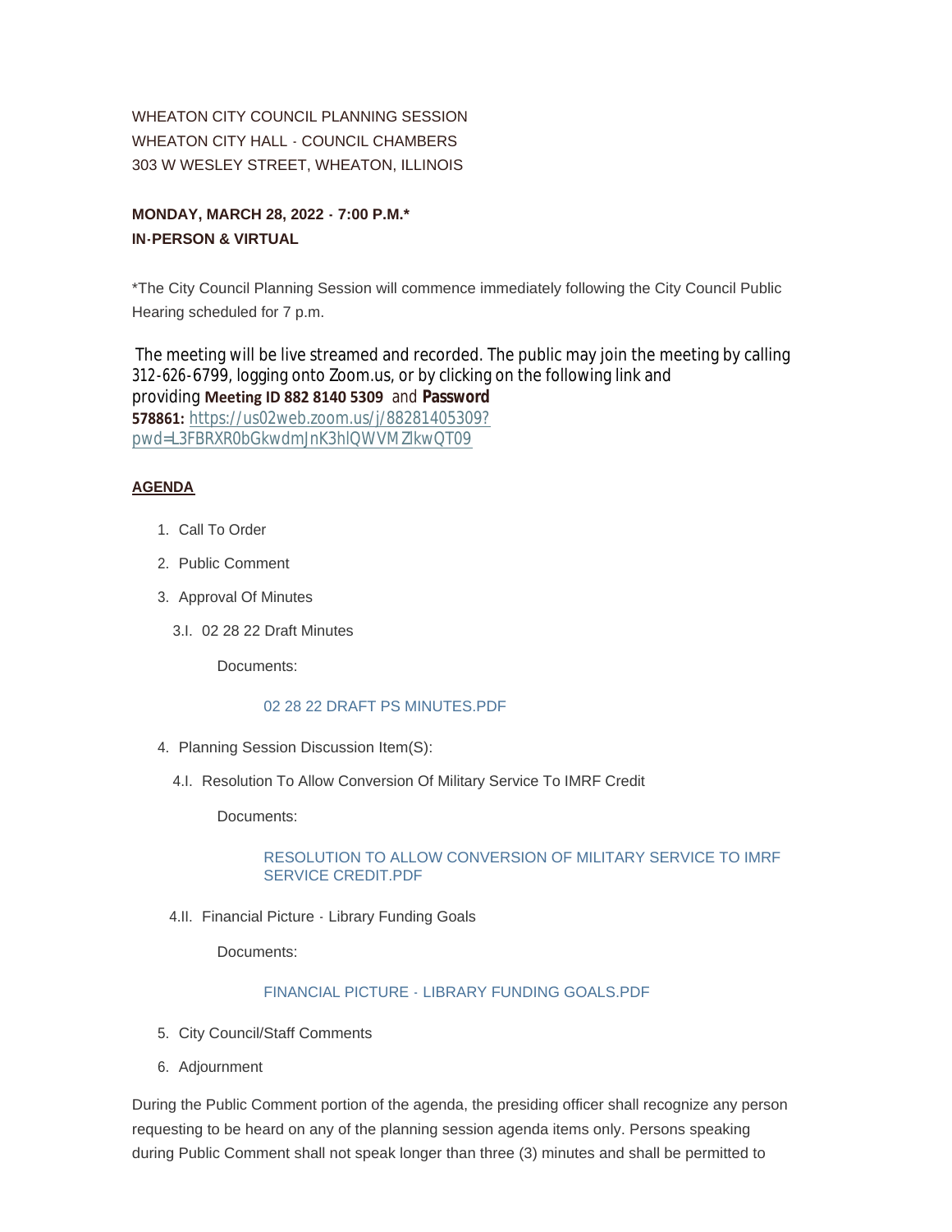WHEATON CITY COUNCIL PLANNING SESSION
WHEATON CITY HALL - COUNCIL CHAMBERS
303 W WESLEY STREET, WHEATON, ILLINOIS

**MONDAY, MARCH 28, 2022 - 7:00 P.M.***
**IN-PERSON & VIRTUAL**

*The City Council Planning Session will commence immediately following the City Council Public Hearing scheduled for 7 p.m.

The meeting will be live streamed and recorded. The public may join the meeting by calling 312-626-6799, logging onto Zoom.us, or by clicking on the following link and providing **Meeting ID 882 8140 5309** and **Password 578861:** https://us02web.zoom.us/j/88281405309?pwd=L3FBRXR0bGkwdmJnK3hlQWVMZlkwQT09

**AGENDA**

1. Call To Order
2. Public Comment
3. Approval Of Minutes
   3.I. 02 28 22 Draft Minutes

   Documents:

   02 28 22 DRAFT PS MINUTES.PDF

4. Planning Session Discussion Item(S):
   4.I. Resolution To Allow Conversion Of Military Service To IMRF Credit

   Documents:

   RESOLUTION TO ALLOW CONVERSION OF MILITARY SERVICE TO IMRF SERVICE CREDIT.PDF

   4.II. Financial Picture - Library Funding Goals

   Documents:

   FINANCIAL PICTURE - LIBRARY FUNDING GOALS.PDF

5. City Council/Staff Comments
6. Adjournment

During the Public Comment portion of the agenda, the presiding officer shall recognize any person requesting to be heard on any of the planning session agenda items only. Persons speaking during Public Comment shall not speak longer than three (3) minutes and shall be permitted to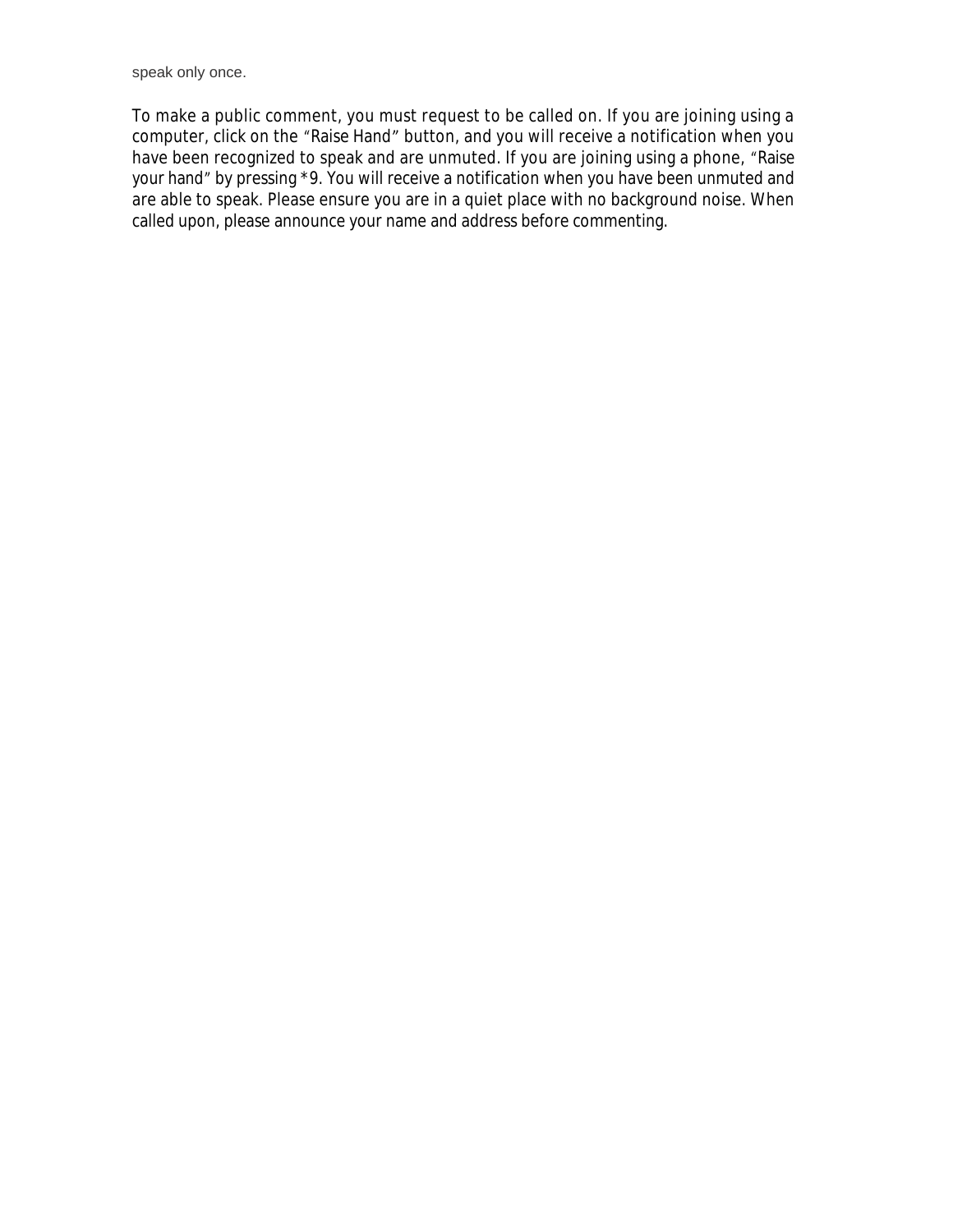speak only once.

To make a public comment, you must request to be called on. If you are joining using a computer, click on the "Raise Hand" button, and you will receive a notification when you have been recognized to speak and are unmuted. If you are joining using a phone, "Raise your hand" by pressing *9. You will receive a notification when you have been unmuted and are able to speak. Please ensure you are in a quiet place with no background noise. When called upon, please announce your name and address before commenting.